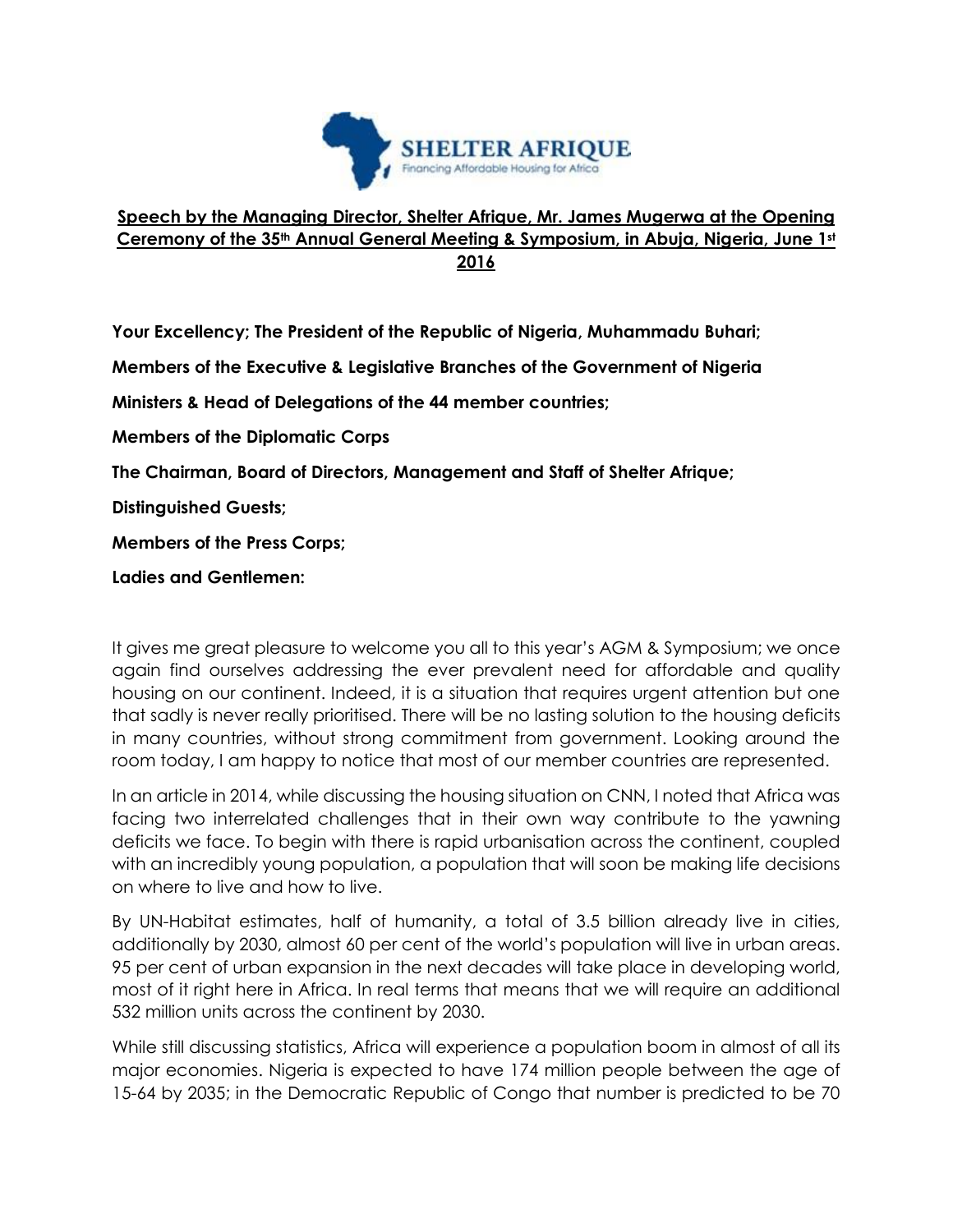**Speech by the Managing Director, Shelter Afrique, Mr. James Mugerwa at the Opening Ceremony of the 35th Annual General Meeting & Symposium, in Abuja, Nigeria, June 1st 2016**

**Your Excellency; The President of the Republic of Nigeria, Muhammadu Buhari;**

**Members of the Executive & Legislative Branches of the Government of Nigeria**

**Ministers & Head of Delegations of the 44 member countries;**

**Members of the Diplomatic Corps**

**The Chairman, Board of Directors, Management and Staff of Shelter Afrique;**

**Distinguished Guests;**

**Members of the Press Corps;**

**Ladies and Gentlemen:**

It gives me great pleasure to welcome you all to this year's AGM & Symposium; we once again find ourselves addressing the ever prevalent need for affordable and quality housing on our continent. Indeed, it is a situation that requires urgent attention but one that sadly is never really prioritised. There will be no lasting solution to the housing deficits in many countries, without strong commitment from government. Looking around the room today, I am happy to notice that most of our member countries are represented.

In an article in 2014, while discussing the housing situation on CNN, I noted that Africa was facing two interrelated challenges that in their own way contribute to the yawning deficits we face. To begin with there is rapid urbanisation across the continent, coupled with an incredibly young population, a population that will soon be making life decisions on where to live and how to live.

By UN-Habitat estimates, half of humanity, a total of 3.5 billion already live in cities, additionally by 2030, almost 60 per cent of the world's population will live in urban areas. 95 per cent of urban expansion in the next decades will take place in developing world, most of it right here in Africa. In real terms that means that we will require an additional 532 million units across the continent by 2030.

While still discussing statistics, Africa will experience a population boom in almost of all its major economies. Nigeria is expected to have 174 million people between the age of 15-64 by 2035; in the Democratic Republic of Congo that number is predicted to be 70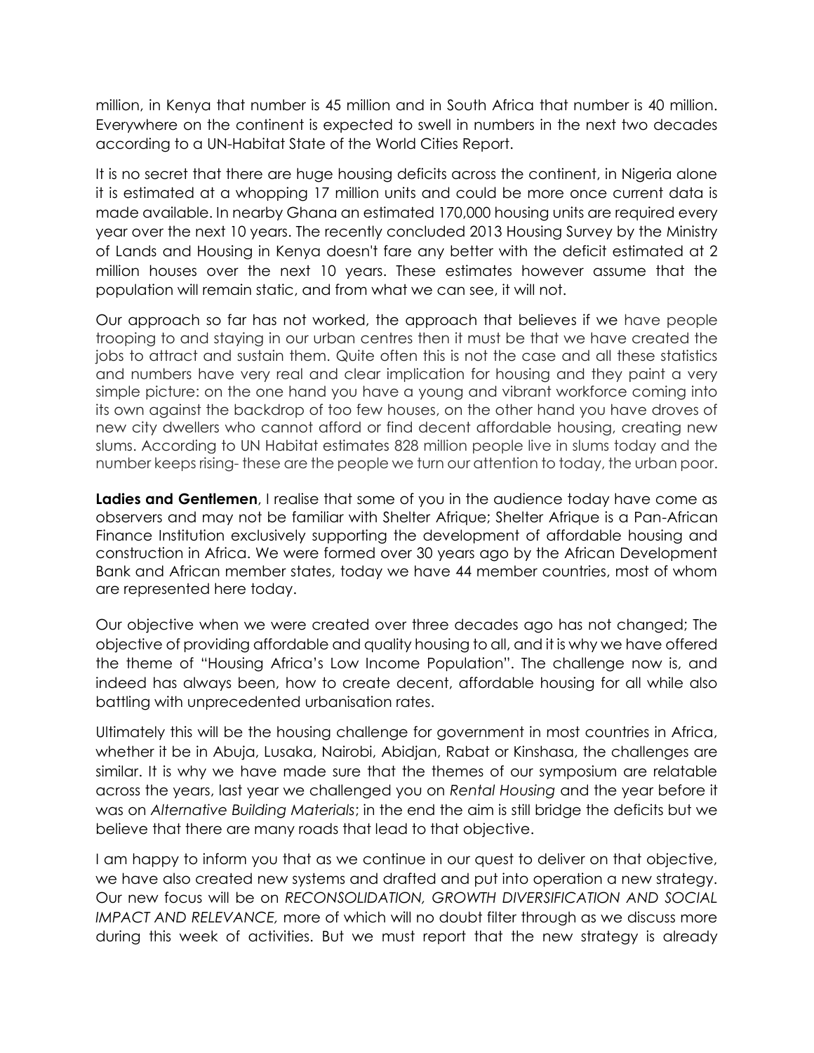million, in Kenya that number is 45 million and in South Africa that number is 40 million. Everywhere on the continent is expected to swell in numbers in the next two decades according to a UN-Habitat State of the World Cities Report.

It is no secret that there are huge housing deficits across the continent, in Nigeria alone it is estimated at a whopping 17 million units and could be more once current data is made available. In nearby Ghana an estimated 170,000 housing units are required every year over the next 10 years. The recently concluded 2013 Housing Survey by the Ministry of Lands and Housing in Kenya doesn't fare any better with the deficit estimated at 2 million houses over the next 10 years. These estimates however assume that the population will remain static, and from what we can see, it will not.

Our approach so far has not worked, the approach that believes if we have people trooping to and staying in our urban centres then it must be that we have created the jobs to attract and sustain them. Quite often this is not the case and all these statistics and numbers have very real and clear implication for housing and they paint a very simple picture: on the one hand you have a young and vibrant workforce coming into its own against the backdrop of too few houses, on the other hand you have droves of new city dwellers who cannot afford or find decent affordable housing, creating new slums. According to UN Habitat estimates 828 million people live in slums today and the number keeps rising- these are the people we turn our attention to today, the urban poor.

**Ladies and Gentlemen**, I realise that some of you in the audience today have come as observers and may not be familiar with Shelter Afrique; Shelter Afrique is a Pan-African Finance Institution exclusively supporting the development of affordable housing and construction in Africa. We were formed over 30 years ago by the African Development Bank and African member states, today we have 44 member countries, most of whom are represented here today.

Our objective when we were created over three decades ago has not changed; The objective of providing affordable and quality housing to all, and it is why we have offered the theme of "Housing Africa's Low Income Population". The challenge now is, and indeed has always been, how to create decent, affordable housing for all while also battling with unprecedented urbanisation rates.

Ultimately this will be the housing challenge for government in most countries in Africa, whether it be in Abuja, Lusaka, Nairobi, Abidjan, Rabat or Kinshasa, the challenges are similar. It is why we have made sure that the themes of our symposium are relatable across the years, last year we challenged you on *Rental Housing* and the year before it was on *Alternative Building Materials*; in the end the aim is still bridge the deficits but we believe that there are many roads that lead to that objective.

I am happy to inform you that as we continue in our quest to deliver on that objective, we have also created new systems and drafted and put into operation a new strategy. Our new focus will be on *RECONSOLIDATION, GROWTH DIVERSIFICATION AND SOCIAL IMPACT AND RELEVANCE,* more of which will no doubt filter through as we discuss more during this week of activities. But we must report that the new strategy is already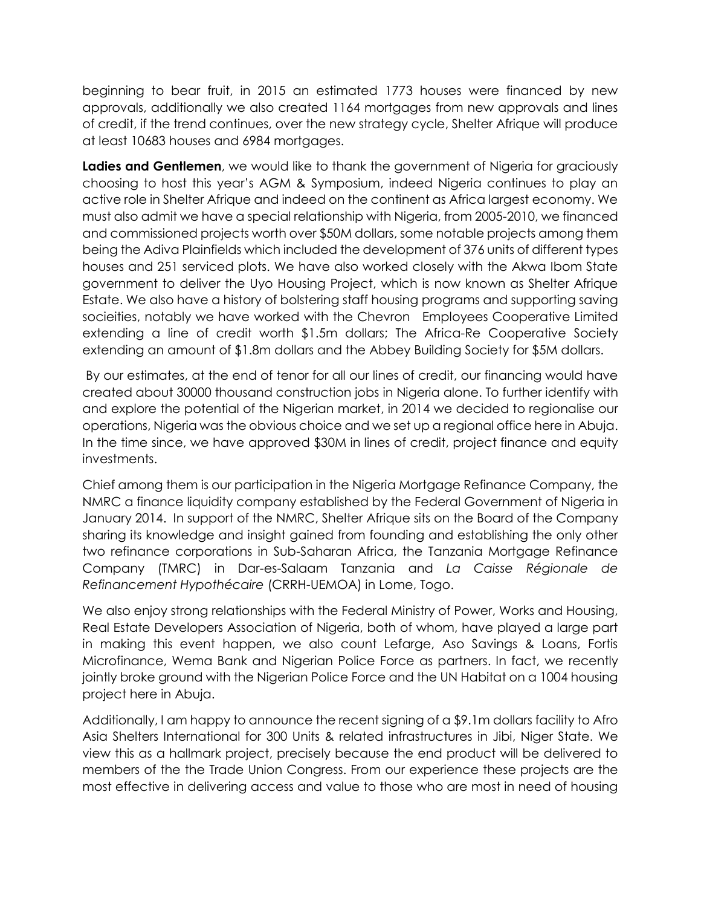beginning to bear fruit, in 2015 an estimated 1773 houses were financed by new approvals, additionally we also created 1164 mortgages from new approvals and lines of credit, if the trend continues, over the new strategy cycle, Shelter Afrique will produce at least 10683 houses and 6984 mortgages.

**Ladies and Gentlemen**, we would like to thank the government of Nigeria for graciously choosing to host this year's AGM & Symposium, indeed Nigeria continues to play an active role in Shelter Afrique and indeed on the continent as Africa largest economy. We must also admit we have a special relationship with Nigeria, from 2005-2010, we financed and commissioned projects worth over $50M dollars, some notable projects among them being the Adiva Plainfields which included the development of 376 units of different types houses and 251 serviced plots. We have also worked closely with the Akwa Ibom State government to deliver the Uyo Housing Project, which is now known as Shelter Afrique Estate. We also have a history of bolstering staff housing programs and supporting saving socieities, notably we have worked with the Chevron Employees Cooperative Limited extending a line of credit worth $1.5m dollars; The Africa-Re Cooperative Society extending an amount of $1.8m dollars and the Abbey Building Society for $5M dollars.

By our estimates, at the end of tenor for all our lines of credit, our financing would have created about 30000 thousand construction jobs in Nigeria alone. To further identify with and explore the potential of the Nigerian market, in 2014 we decided to regionalise our operations, Nigeria was the obvious choice and we set up a regional office here in Abuja. In the time since, we have approved $30M in lines of credit, project finance and equity investments.

Chief among them is our participation in the Nigeria Mortgage Refinance Company, the NMRC a finance liquidity company established by the Federal Government of Nigeria in January 2014. In support of the NMRC, Shelter Afrique sits on the Board of the Company sharing its knowledge and insight gained from founding and establishing the only other two refinance corporations in Sub-Saharan Africa, the Tanzania Mortgage Refinance Company (TMRC) in Dar-es-Salaam Tanzania and *La Caisse Régionale de Refinancement Hypothécaire* (CRRH-UEMOA) in Lome, Togo.

We also enjoy strong relationships with the Federal Ministry of Power, Works and Housing, Real Estate Developers Association of Nigeria, both of whom, have played a large part in making this event happen, we also count Lefarge, Aso Savings & Loans, Fortis Microfinance, Wema Bank and Nigerian Police Force as partners. In fact, we recently jointly broke ground with the Nigerian Police Force and the UN Habitat on a 1004 housing project here in Abuja.

Additionally, I am happy to announce the recent signing of a $9.1m dollars facility to Afro Asia Shelters International for 300 Units & related infrastructures in Jibi, Niger State. We view this as a hallmark project, precisely because the end product will be delivered to members of the the Trade Union Congress. From our experience these projects are the most effective in delivering access and value to those who are most in need of housing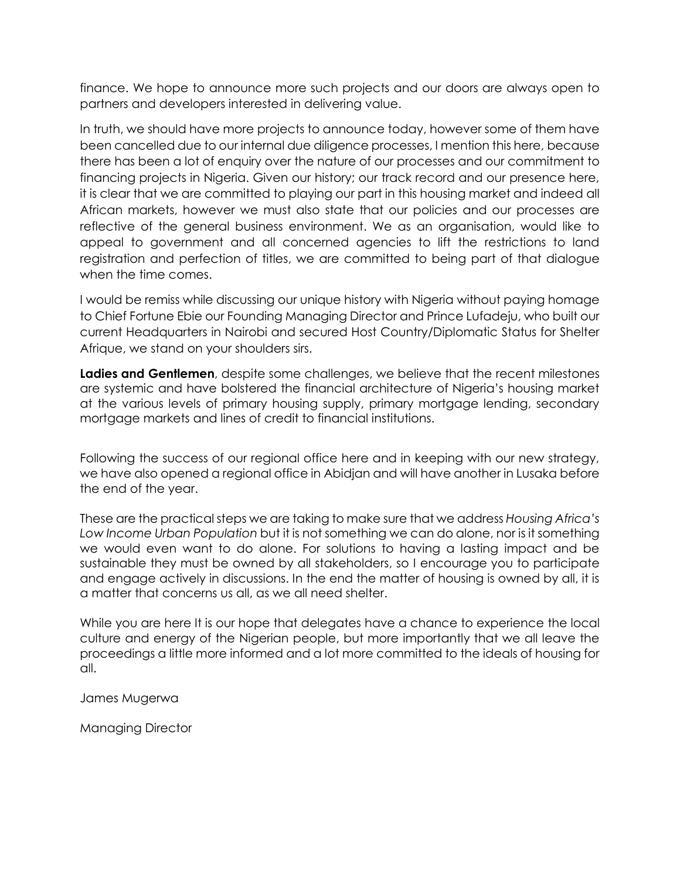finance. We hope to announce more such projects and our doors are always open to partners and developers interested in delivering value.

In truth, we should have more projects to announce today, however some of them have been cancelled due to our internal due diligence processes, I mention this here, because there has been a lot of enquiry over the nature of our processes and our commitment to financing projects in Nigeria. Given our history; our track record and our presence here, it is clear that we are committed to playing our part in this housing market and indeed all African markets, however we must also state that our policies and our processes are reflective of the general business environment. We as an organisation, would like to appeal to government and all concerned agencies to lift the restrictions to land registration and perfection of titles, we are committed to being part of that dialogue when the time comes.

I would be remiss while discussing our unique history with Nigeria without paying homage to Chief Fortune Ebie our Founding Managing Director and Prince Lufadeju, who built our current Headquarters in Nairobi and secured Host Country/Diplomatic Status for Shelter Afrique, we stand on your shoulders sirs.

**Ladies and Gentlemen**, despite some challenges, we believe that the recent milestones are systemic and have bolstered the financial architecture of Nigeria's housing market at the various levels of primary housing supply, primary mortgage lending, secondary mortgage markets and lines of credit to financial institutions.

Following the success of our regional office here and in keeping with our new strategy, we have also opened a regional office in Abidjan and will have another in Lusaka before the end of the year.

These are the practical steps we are taking to make sure that we address *Housing Africa's Low Income Urban Population* but it is not something we can do alone, nor is it something we would even want to do alone. For solutions to having a lasting impact and be sustainable they must be owned by all stakeholders, so I encourage you to participate and engage actively in discussions. In the end the matter of housing is owned by all, it is a matter that concerns us all, as we all need shelter.

While you are here It is our hope that delegates have a chance to experience the local culture and energy of the Nigerian people, but more importantly that we all leave the proceedings a little more informed and a lot more committed to the ideals of housing for all.

James Mugerwa

Managing Director